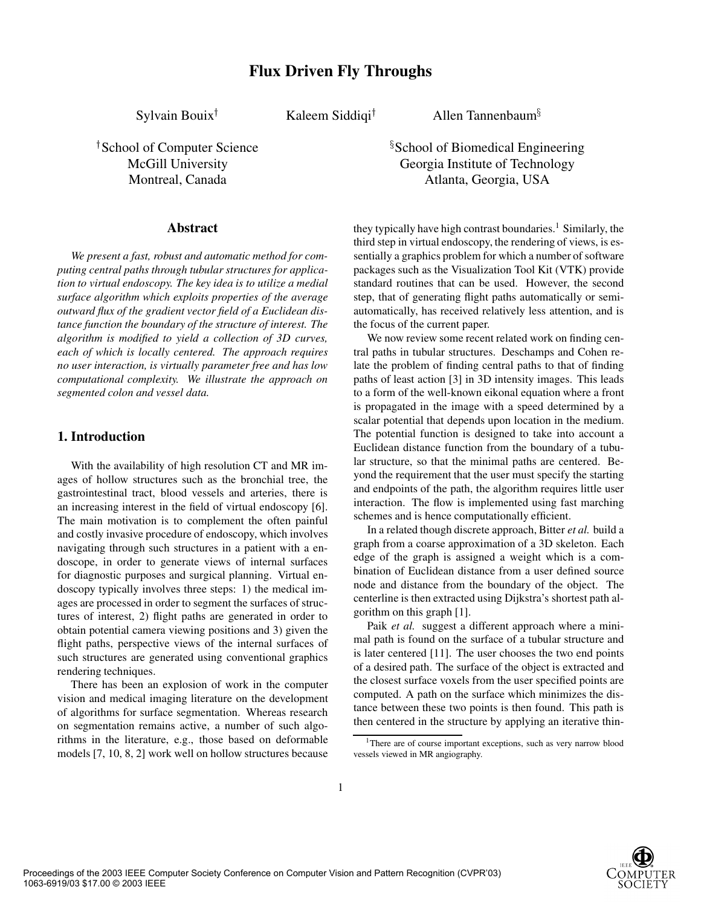# Flux Driven Fly Throughs

Sylvain Bouix[†] Kaleem Siddiqi[†] Allen Tannenbaum[§]

[†]School of Computer Science
McGill University
Montreal, Canada

[§]School of Biomedical Engineering
Georgia Institute of Technology
Atlanta, Georgia, USA

## Abstract

*We present a fast, robust and automatic method for computing central paths through tubular structures for application to virtual endoscopy. The key idea is to utilize a medial surface algorithm which exploits properties of the average outward flux of the gradient vector field of a Euclidean distance function the boundary of the structure of interest. The algorithm is modified to yield a collection of 3D curves, each of which is locally centered. The approach requires no user interaction, is virtually parameter free and has low computational complexity. We illustrate the approach on segmented colon and vessel data.*

## 1. Introduction

With the availability of high resolution CT and MR images of hollow structures such as the bronchial tree, the gastrointestinal tract, blood vessels and arteries, there is an increasing interest in the field of virtual endoscopy [6]. The main motivation is to complement the often painful and costly invasive procedure of endoscopy, which involves navigating through such structures in a patient with a endoscope, in order to generate views of internal surfaces for diagnostic purposes and surgical planning. Virtual endoscopy typically involves three steps: 1) the medical images are processed in order to segment the surfaces of structures of interest, 2) flight paths are generated in order to obtain potential camera viewing positions and 3) given the flight paths, perspective views of the internal surfaces of such structures are generated using conventional graphics rendering techniques.

There has been an explosion of work in the computer vision and medical imaging literature on the development of algorithms for surface segmentation. Whereas research on segmentation remains active, a number of such algorithms in the literature, e.g., those based on deformable models [7, 10, 8, 2] work well on hollow structures because they typically have high contrast boundaries.[1] Similarly, the third step in virtual endoscopy, the rendering of views, is essentially a graphics problem for which a number of software packages such as the Visualization Tool Kit (VTK) provide standard routines that can be used. However, the second step, that of generating flight paths automatically or semi-automatically, has received relatively less attention, and is the focus of the current paper.

We now review some recent related work on finding central paths in tubular structures. Deschamps and Cohen relate the problem of finding central paths to that of finding paths of least action [3] in 3D intensity images. This leads to a form of the well-known eikonal equation where a front is propagated in the image with a speed determined by a scalar potential that depends upon location in the medium. The potential function is designed to take into account a Euclidean distance function from the boundary of a tubular structure, so that the minimal paths are centered. Beyond the requirement that the user must specify the starting and endpoints of the path, the algorithm requires little user interaction. The flow is implemented using fast marching schemes and is hence computationally efficient.

In a related though discrete approach, Bitter *et al.* build a graph from a coarse approximation of a 3D skeleton. Each edge of the graph is assigned a weight which is a combination of Euclidean distance from a user defined source node and distance from the boundary of the object. The centerline is then extracted using Dijkstra's shortest path algorithm on this graph [1].

Paik *et al.* suggest a different approach where a minimal path is found on the surface of a tubular structure and is later centered [11]. The user chooses the two end points of a desired path. The surface of the object is extracted and the closest surface voxels from the user specified points are computed. A path on the surface which minimizes the distance between these two points is then found. This path is then centered in the structure by applying an iterative thin-

[1] There are of course important exceptions, such as very narrow blood vessels viewed in MR angiography.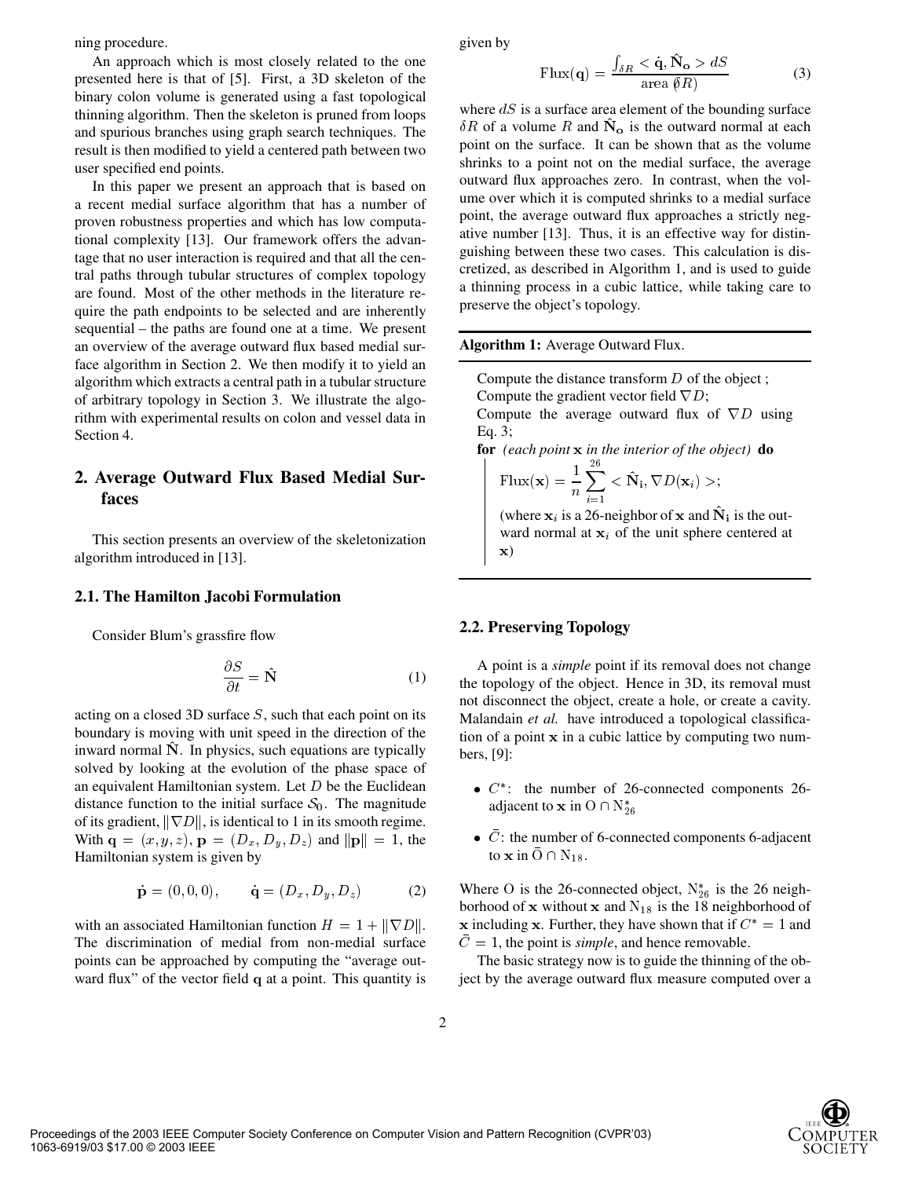ning procedure.

An approach which is most closely related to the one presented here is that of [5]. First, a 3D skeleton of the binary colon volume is generated using a fast topological thinning algorithm. Then the skeleton is pruned from loops and spurious branches using graph search techniques. The result is then modified to yield a centered path between two user specified end points.

In this paper we present an approach that is based on a recent medial surface algorithm that has a number of proven robustness properties and which has low computational complexity [13]. Our framework offers the advantage that no user interaction is required and that all the central paths through tubular structures of complex topology are found. Most of the other methods in the literature require the path endpoints to be selected and are inherently sequential – the paths are found one at a time. We present an overview of the average outward flux based medial surface algorithm in Section 2. We then modify it to yield an algorithm which extracts a central path in a tubular structure of arbitrary topology in Section 3. We illustrate the algorithm with experimental results on colon and vessel data in Section 4.

## 2. Average Outward Flux Based Medial Surfaces

This section presents an overview of the skeletonization algorithm introduced in [13].

### 2.1. The Hamilton Jacobi Formulation

Consider Blum's grassfire flow

$$\frac{\partial S}{\partial t} = \hat{\mathbf{N}} \tag{1}$$

acting on a closed 3D surface $S$, such that each point on its boundary is moving with unit speed in the direction of the inward normal $\hat{\mathbf{N}}$. In physics, such equations are typically solved by looking at the evolution of the phase space of an equivalent Hamiltonian system. Let $D$ be the Euclidean distance function to the initial surface $\mathcal{S}_0$. The magnitude of its gradient, $\|\nabla D\|$, is identical to 1 in its smooth regime. With $\mathbf{q} = (x, y, z)$, $\mathbf{p} = (D_x, D_y, D_z)$ and $\|\mathbf{p}\| = 1$, the Hamiltonian system is given by

$$\dot{\mathbf{p}} = (0, 0, 0), \qquad \dot{\mathbf{q}} = (D_x, D_y, D_z) \tag{2}$$

with an associated Hamiltonian function $H = 1 + \|\nabla D\|$. The discrimination of medial from non-medial surface points can be approached by computing the "average outward flux" of the vector field $\mathbf{q}$ at a point. This quantity is given by

$$\text{Flux}(\mathbf{q}) = \frac{\int_{\delta R} < \dot{\mathbf{q}}, \hat{\mathbf{N}}_{\mathbf{o}} > dS}{\text{area}\ (\delta R)} \tag{3}$$

where $dS$ is a surface area element of the bounding surface $\delta R$ of a volume $R$ and $\hat{\mathbf{N}}_{\mathbf{o}}$ is the outward normal at each point on the surface. It can be shown that as the volume shrinks to a point not on the medial surface, the average outward flux approaches zero. In contrast, when the volume over which it is computed shrinks to a medial surface point, the average outward flux approaches a strictly negative number [13]. Thus, it is an effective way for distinguishing between these two cases. This calculation is discretized, as described in Algorithm 1, and is used to guide a thinning process in a cubic lattice, while taking care to preserve the object's topology.

**Algorithm 1:** Average Outward Flux.

Compute the distance transform $D$ of the object ;
Compute the gradient vector field $\nabla D$;
Compute the average outward flux of $\nabla D$ using Eq. 3;
**for** *(each point* $\mathbf{x}$ *in the interior of the object)* **do**

$$\text{Flux}(\mathbf{x}) = \frac{1}{n} \sum_{i=1}^{26} < \hat{\mathbf{N}}_{\mathbf{i}}, \nabla D(\mathbf{x}_i) >;$$

(where $\mathbf{x}_i$ is a 26-neighbor of $\mathbf{x}$ and $\hat{\mathbf{N}}_{\mathbf{i}}$ is the outward normal at $\mathbf{x}_i$ of the unit sphere centered at $\mathbf{x}$)

### 2.2. Preserving Topology

A point is a *simple* point if its removal does not change the topology of the object. Hence in 3D, its removal must not disconnect the object, create a hole, or create a cavity. Malandain *et al.* have introduced a topological classification of a point $\mathbf{x}$ in a cubic lattice by computing two numbers, [9]:

- $C^*$: the number of 26-connected components 26-adjacent to $\mathbf{x}$ in $\mathrm{O} \cap \mathrm{N}_{26}^*$
- $\bar{C}$: the number of 6-connected components 6-adjacent to $\mathbf{x}$ in $\bar{\mathrm{O}} \cap \mathrm{N}_{18}$.

Where O is the 26-connected object, $\mathrm{N}_{26}^*$ is the 26 neighborhood of $\mathbf{x}$ without $\mathbf{x}$ and $\mathrm{N}_{18}$ is the 18 neighborhood of $\mathbf{x}$ including $\mathbf{x}$. Further, they have shown that if $C^* = 1$ and $\bar{C} = 1$, the point is *simple*, and hence removable.

The basic strategy now is to guide the thinning of the object by the average outward flux measure computed over a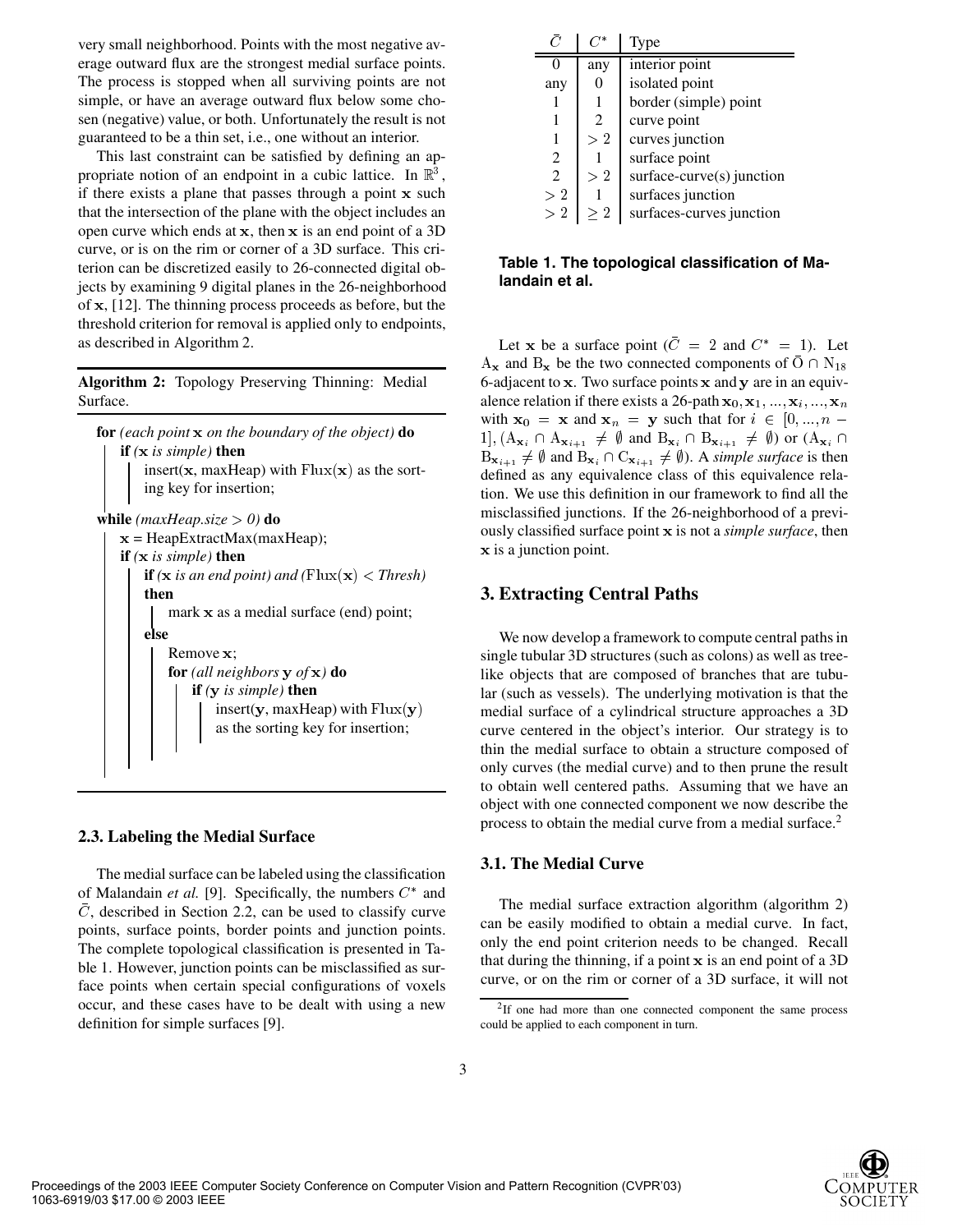very small neighborhood. Points with the most negative average outward flux are the strongest medial surface points. The process is stopped when all surviving points are not simple, or have an average outward flux below some chosen (negative) value, or both. Unfortunately the result is not guaranteed to be a thin set, i.e., one without an interior.

This last constraint can be satisfied by defining an appropriate notion of an endpoint in a cubic lattice. In $\mathbb{R}^3$, if there exists a plane that passes through a point $\mathbf{x}$ such that the intersection of the plane with the object includes an open curve which ends at $\mathbf{x}$, then $\mathbf{x}$ is an end point of a 3D curve, or is on the rim or corner of a 3D surface. This criterion can be discretized easily to 26-connected digital objects by examining 9 digital planes in the 26-neighborhood of $\mathbf{x}$, [12]. The thinning process proceeds as before, but the threshold criterion for removal is applied only to endpoints, as described in Algorithm 2.

---

**Algorithm 2:** Topology Preserving Thinning: Medial Surface.

---

**for** *(each point* $\mathbf{x}$ *on the boundary of the object)* **do**
&nbsp;&nbsp;&nbsp;&nbsp;**if** *(*$\mathbf{x}$ *is simple)* **then**
&nbsp;&nbsp;&nbsp;&nbsp;&nbsp;&nbsp;&nbsp;&nbsp;insert($\mathbf{x}$, maxHeap) with $\text{Flux}(\mathbf{x})$ as the sorting key for insertion;

**while** *(maxHeap.size > 0)* **do**
&nbsp;&nbsp;&nbsp;&nbsp;$\mathbf{x}$ = HeapExtractMax(maxHeap);
&nbsp;&nbsp;&nbsp;&nbsp;**if** *(*$\mathbf{x}$ *is simple)* **then**
&nbsp;&nbsp;&nbsp;&nbsp;&nbsp;&nbsp;&nbsp;&nbsp;**if** *(*$\mathbf{x}$ *is an end point) and (*$\text{Flux}(\mathbf{x}) < Thresh$*)* **then**
&nbsp;&nbsp;&nbsp;&nbsp;&nbsp;&nbsp;&nbsp;&nbsp;&nbsp;&nbsp;&nbsp;&nbsp;mark $\mathbf{x}$ as a medial surface (end) point;
&nbsp;&nbsp;&nbsp;&nbsp;&nbsp;&nbsp;&nbsp;&nbsp;**else**
&nbsp;&nbsp;&nbsp;&nbsp;&nbsp;&nbsp;&nbsp;&nbsp;&nbsp;&nbsp;&nbsp;&nbsp;Remove $\mathbf{x}$;
&nbsp;&nbsp;&nbsp;&nbsp;&nbsp;&nbsp;&nbsp;&nbsp;&nbsp;&nbsp;&nbsp;&nbsp;**for** *(all neighbors* $\mathbf{y}$ *of* $\mathbf{x}$*)* **do**
&nbsp;&nbsp;&nbsp;&nbsp;&nbsp;&nbsp;&nbsp;&nbsp;&nbsp;&nbsp;&nbsp;&nbsp;&nbsp;&nbsp;&nbsp;&nbsp;**if** *(*$\mathbf{y}$ *is simple)* **then**
&nbsp;&nbsp;&nbsp;&nbsp;&nbsp;&nbsp;&nbsp;&nbsp;&nbsp;&nbsp;&nbsp;&nbsp;&nbsp;&nbsp;&nbsp;&nbsp;&nbsp;&nbsp;&nbsp;&nbsp;insert($\mathbf{y}$, maxHeap) with $\text{Flux}(\mathbf{y})$ as the sorting key for insertion;

---

### 2.3. Labeling the Medial Surface

The medial surface can be labeled using the classification of Malandain *et al.* [9]. Specifically, the numbers $C^*$ and $\bar{C}$, described in Section 2.2, can be used to classify curve points, surface points, border points and junction points. The complete topological classification is presented in Table 1. However, junction points can be misclassified as surface points when certain special configurations of voxels occur, and these cases have to be dealt with using a new definition for simple surfaces [9].

| $\bar{C}$ | $C^*$ | Type |
|---|---|---|
| 0 | any | interior point |
| any | 0 | isolated point |
| 1 | 1 | border (simple) point |
| 1 | 2 | curve point |
| 1 | $> 2$ | curves junction |
| 2 | 1 | surface point |
| 2 | $> 2$ | surface-curve(s) junction |
| $> 2$ | 1 | surfaces junction |
| $> 2$ | $\geq 2$ | surfaces-curves junction |

**Table 1. The topological classification of Malandain et al.**

Let $\mathbf{x}$ be a surface point ($\bar{C} = 2$ and $C^* = 1$). Let $\mathrm{A}_{\mathbf{x}}$ and $\mathrm{B}_{\mathbf{x}}$ be the two connected components of $\bar{\mathrm{O}} \cap \mathrm{N}_{18}$ 6-adjacent to $\mathbf{x}$. Two surface points $\mathbf{x}$ and $\mathbf{y}$ are in an equivalence relation if there exists a 26-path $\mathbf{x}_0, \mathbf{x}_1, ..., \mathbf{x}_i, ..., \mathbf{x}_n$ with $\mathbf{x}_0 = \mathbf{x}$ and $\mathbf{x}_n = \mathbf{y}$ such that for $i \in [0, ..., n-1]$, $(\mathrm{A}_{\mathbf{x}_i} \cap \mathrm{A}_{\mathbf{x}_{i+1}} \neq \emptyset$ and $\mathrm{B}_{\mathbf{x}_i} \cap \mathrm{B}_{\mathbf{x}_{i+1}} \neq \emptyset)$ or $(\mathrm{A}_{\mathbf{x}_i} \cap \mathrm{B}_{\mathbf{x}_{i+1}} \neq \emptyset$ and $\mathrm{B}_{\mathbf{x}_i} \cap \mathrm{C}_{\mathbf{x}_{i+1}} \neq \emptyset)$. A *simple surface* is then defined as any equivalence class of this equivalence relation. We use this definition in our framework to find all the misclassified junctions. If the 26-neighborhood of a previously classified surface point $\mathbf{x}$ is not a *simple surface*, then $\mathbf{x}$ is a junction point.

## 3. Extracting Central Paths

We now develop a framework to compute central paths in single tubular 3D structures (such as colons) as well as tree-like objects that are composed of branches that are tubular (such as vessels). The underlying motivation is that the medial surface of a cylindrical structure approaches a 3D curve centered in the object's interior. Our strategy is to thin the medial surface to obtain a structure composed of only curves (the medial curve) and to then prune the result to obtain well centered paths. Assuming that we have an object with one connected component we now describe the process to obtain the medial curve from a medial surface.[2]

### 3.1. The Medial Curve

The medial surface extraction algorithm (algorithm 2) can be easily modified to obtain a medial curve. In fact, only the end point criterion needs to be changed. Recall that during the thinning, if a point $\mathbf{x}$ is an end point of a 3D curve, or on the rim or corner of a 3D surface, it will not

[2] If one had more than one connected component the same process could be applied to each component in turn.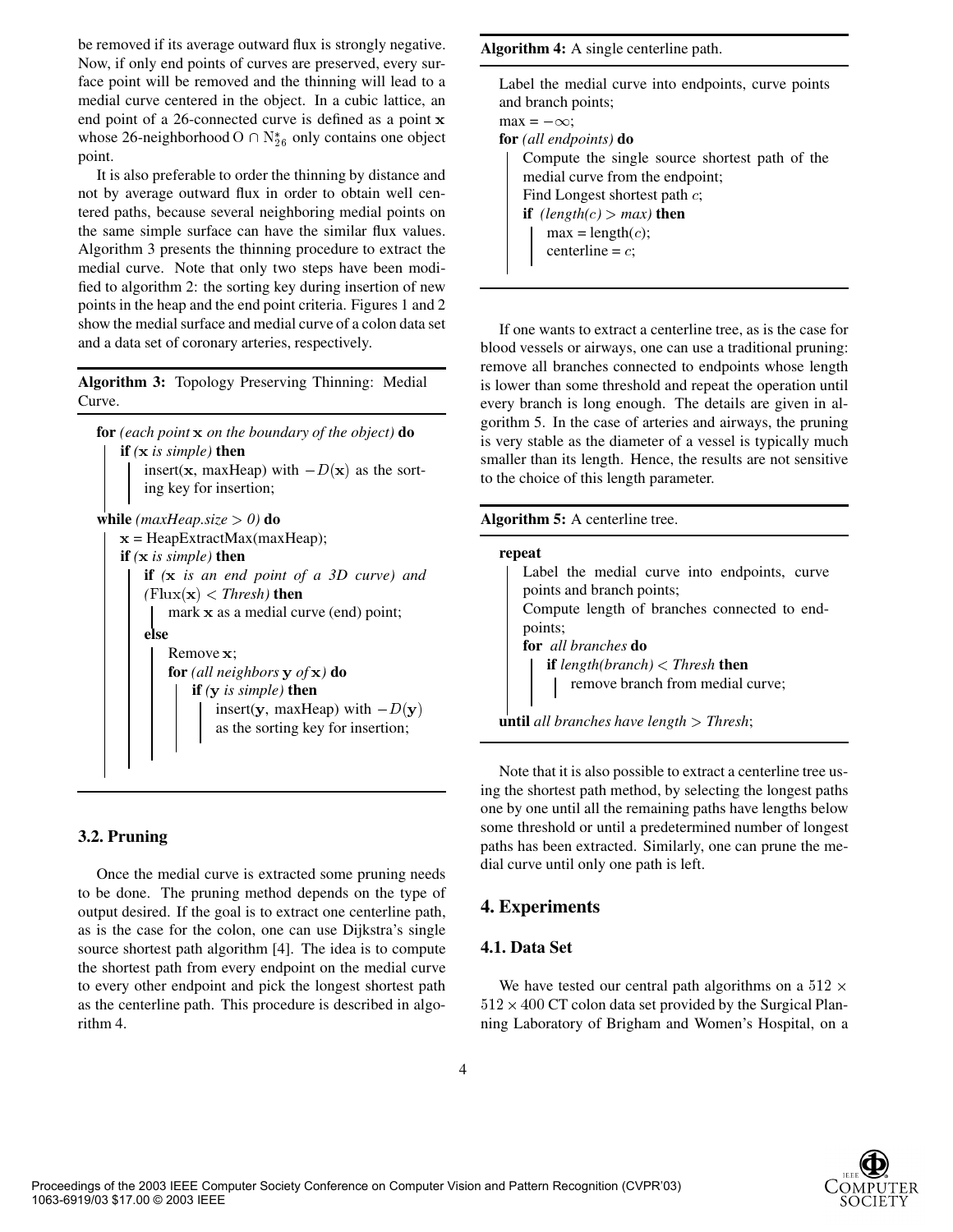be removed if its average outward flux is strongly negative. Now, if only end points of curves are preserved, every surface point will be removed and the thinning will lead to a medial curve centered in the object. In a cubic lattice, an end point of a 26-connected curve is defined as a point $\mathbf{x}$ whose 26-neighborhood $O \cap N_{26}^*$ only contains one object point.

It is also preferable to order the thinning by distance and not by average outward flux in order to obtain well centered paths, because several neighboring medial points on the same simple surface can have the similar flux values. Algorithm 3 presents the thinning procedure to extract the medial curve. Note that only two steps have been modified to algorithm 2: the sorting key during insertion of new points in the heap and the end point criteria. Figures 1 and 2 show the medial surface and medial curve of a colon data set and a data set of coronary arteries, respectively.

**Algorithm 3:** Topology Preserving Thinning: Medial Curve.

```
for (each point x on the boundary of the object) do
    if (x is simple) then
        insert(x, maxHeap) with −D(x) as the sorting key for insertion;

while (maxHeap.size > 0) do
    x = HeapExtractMax(maxHeap);
    if (x is simple) then
        if (x is an end point of a 3D curve) and (Flux(x) < Thresh) then
            mark x as a medial curve (end) point;
        else
            Remove x;
            for (all neighbors y of x) do
                if (y is simple) then
                    insert(y, maxHeap) with −D(y) as the sorting key for insertion;
```

### 3.2. Pruning

Once the medial curve is extracted some pruning needs to be done. The pruning method depends on the type of output desired. If the goal is to extract one centerline path, as is the case for the colon, one can use Dijkstra's single source shortest path algorithm [4]. The idea is to compute the shortest path from every endpoint on the medial curve to every other endpoint and pick the longest shortest path as the centerline path. This procedure is described in algorithm 4.

**Algorithm 4:** A single centerline path.

```
Label the medial curve into endpoints, curve points and branch points;
max = −∞;
for (all endpoints) do
    Compute the single source shortest path of the medial curve from the endpoint;
    Find Longest shortest path c;
    if (length(c) > max) then
        max = length(c);
        centerline = c;
```

If one wants to extract a centerline tree, as is the case for blood vessels or airways, one can use a traditional pruning: remove all branches connected to endpoints whose length is lower than some threshold and repeat the operation until every branch is long enough. The details are given in algorithm 5. In the case of arteries and airways, the pruning is very stable as the diameter of a vessel is typically much smaller than its length. Hence, the results are not sensitive to the choice of this length parameter.

**Algorithm 5:** A centerline tree.

```
repeat
    Label the medial curve into endpoints, curve points and branch points;
    Compute length of branches connected to endpoints;
    for all branches do
        if length(branch) < Thresh then
            remove branch from medial curve;
until all branches have length > Thresh;
```

Note that it is also possible to extract a centerline tree using the shortest path method, by selecting the longest paths one by one until all the remaining paths have lengths below some threshold or until a predetermined number of longest paths has been extracted. Similarly, one can prune the medial curve until only one path is left.

## 4. Experiments

### 4.1. Data Set

We have tested our central path algorithms on a $512 \times 512 \times 400$ CT colon data set provided by the Surgical Planning Laboratory of Brigham and Women's Hospital, on a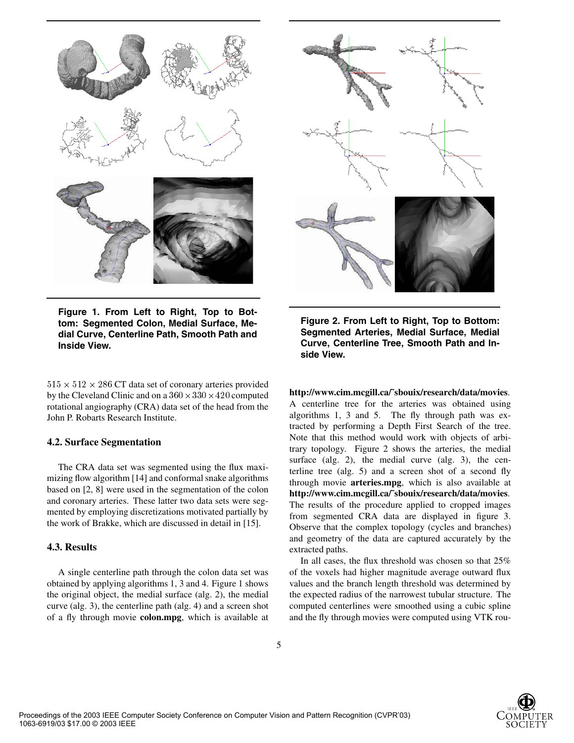**Figure 1. From Left to Right, Top to Bottom: Segmented Colon, Medial Surface, Medial Curve, Centerline Path, Smooth Path and Inside View.**

$515 \times 512 \times 286$ CT data set of coronary arteries provided by the Cleveland Clinic and on a $360 \times 330 \times 420$ computed rotational angiography (CRA) data set of the head from the John P. Robarts Research Institute.

### 4.2. Surface Segmentation

The CRA data set was segmented using the flux maximizing flow algorithm [14] and conformal snake algorithms based on [2, 8] were used in the segmentation of the colon and coronary arteries. These latter two data sets were segmented by employing discretizations motivated partially by the work of Brakke, which are discussed in detail in [15].

### 4.3. Results

A single centerline path through the colon data set was obtained by applying algorithms 1, 3 and 4. Figure 1 shows the original object, the medial surface (alg. 2), the medial curve (alg. 3), the centerline path (alg. 4) and a screen shot of a fly through movie **colon.mpg**, which is available at **http://www.cim.mcgill.ca/~sbouix/research/data/movies**. A centerline tree for the arteries was obtained using algorithms 1, 3 and 5. The fly through path was extracted by performing a Depth First Search of the tree. Note that this method would work with objects of arbitrary topology. Figure 2 shows the arteries, the medial surface (alg. 2), the medial curve (alg. 3), the centerline tree (alg. 5) and a screen shot of a second fly through movie **arteries.mpg**, which is also available at **http://www.cim.mcgill.ca/~sbouix/research/data/movies**. The results of the procedure applied to cropped images from segmented CRA data are displayed in figure 3. Observe that the complex topology (cycles and branches) and geometry of the data are captured accurately by the extracted paths.

**Figure 2. From Left to Right, Top to Bottom: Segmented Arteries, Medial Surface, Medial Curve, Centerline Tree, Smooth Path and Inside View.**

In all cases, the flux threshold was chosen so that 25% of the voxels had higher magnitude average outward flux values and the branch length threshold was determined by the expected radius of the narrowest tubular structure. The computed centerlines were smoothed using a cubic spline and the fly through movies were computed using VTK rou-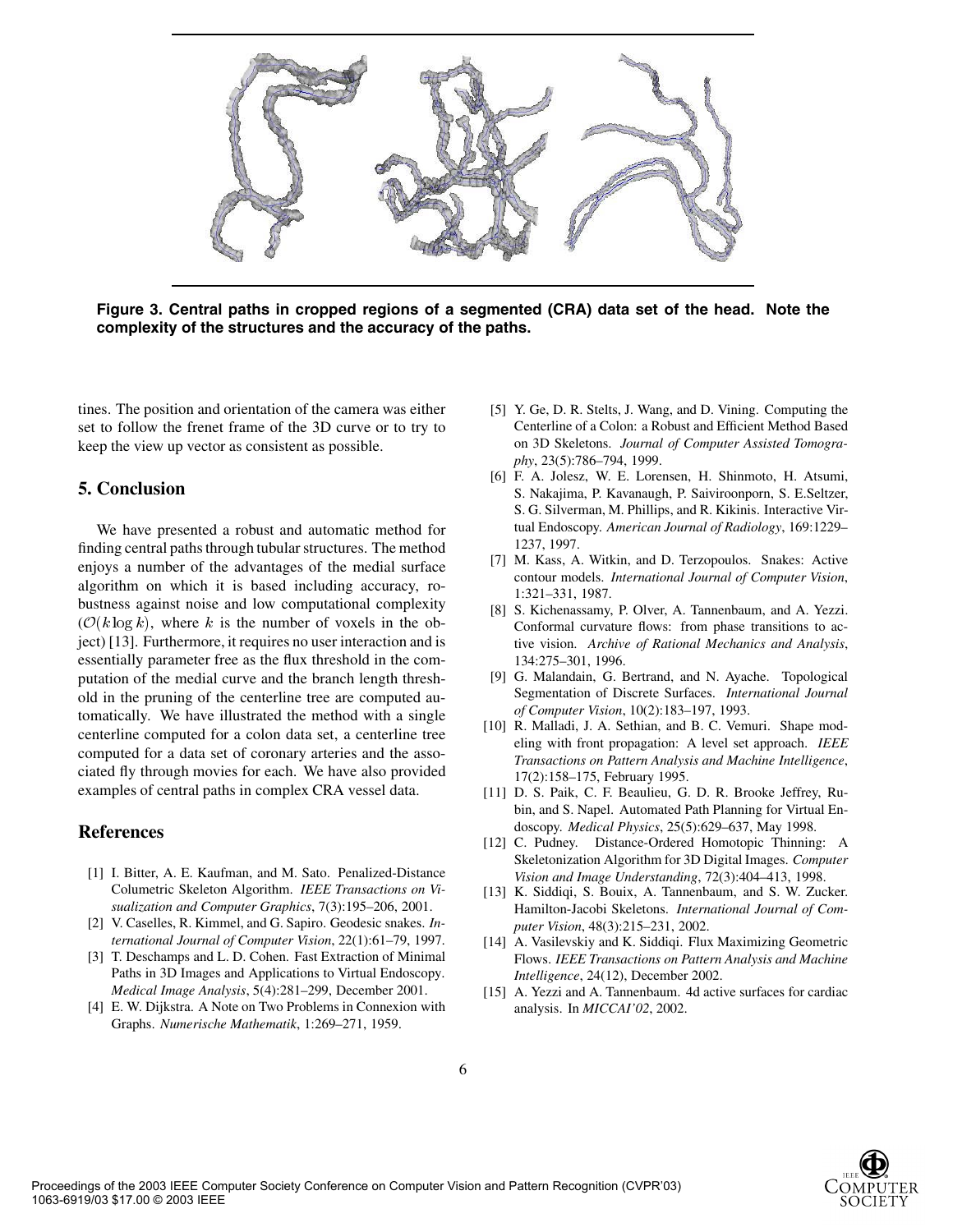**Figure 3. Central paths in cropped regions of a segmented (CRA) data set of the head. Note the complexity of the structures and the accuracy of the paths.**

tines. The position and orientation of the camera was either set to follow the frenet frame of the 3D curve or to try to keep the view up vector as consistent as possible.

## 5. Conclusion

We have presented a robust and automatic method for finding central paths through tubular structures. The method enjoys a number of the advantages of the medial surface algorithm on which it is based including accuracy, robustness against noise and low computational complexity ($\mathcal{O}(k \log k)$, where $k$ is the number of voxels in the object) [13]. Furthermore, it requires no user interaction and is essentially parameter free as the flux threshold in the computation of the medial curve and the branch length threshold in the pruning of the centerline tree are computed automatically. We have illustrated the method with a single centerline computed for a colon data set, a centerline tree computed for a data set of coronary arteries and the associated fly through movies for each. We have also provided examples of central paths in complex CRA vessel data.

## References

[1] I. Bitter, A. E. Kaufman, and M. Sato. Penalized-Distance Columetric Skeleton Algorithm. *IEEE Transactions on Visualization and Computer Graphics*, 7(3):195–206, 2001.

[2] V. Caselles, R. Kimmel, and G. Sapiro. Geodesic snakes. *International Journal of Computer Vision*, 22(1):61–79, 1997.

[3] T. Deschamps and L. D. Cohen. Fast Extraction of Minimal Paths in 3D Images and Applications to Virtual Endoscopy. *Medical Image Analysis*, 5(4):281–299, December 2001.

[4] E. W. Dijkstra. A Note on Two Problems in Connexion with Graphs. *Numerische Mathematik*, 1:269–271, 1959.

[5] Y. Ge, D. R. Stelts, J. Wang, and D. Vining. Computing the Centerline of a Colon: a Robust and Efficient Method Based on 3D Skeletons. *Journal of Computer Assisted Tomography*, 23(5):786–794, 1999.

[6] F. A. Jolesz, W. E. Lorensen, H. Shinmoto, H. Atsumi, S. Nakajima, P. Kavanaugh, P. Saiviroonporn, S. E.Seltzer, S. G. Silverman, M. Phillips, and R. Kikinis. Interactive Virtual Endoscopy. *American Journal of Radiology*, 169:1229–1237, 1997.

[7] M. Kass, A. Witkin, and D. Terzopoulos. Snakes: Active contour models. *International Journal of Computer Vision*, 1:321–331, 1987.

[8] S. Kichenassamy, P. Olver, A. Tannenbaum, and A. Yezzi. Conformal curvature flows: from phase transitions to active vision. *Archive of Rational Mechanics and Analysis*, 134:275–301, 1996.

[9] G. Malandain, G. Bertrand, and N. Ayache. Topological Segmentation of Discrete Surfaces. *International Journal of Computer Vision*, 10(2):183–197, 1993.

[10] R. Malladi, J. A. Sethian, and B. C. Vemuri. Shape modeling with front propagation: A level set approach. *IEEE Transactions on Pattern Analysis and Machine Intelligence*, 17(2):158–175, February 1995.

[11] D. S. Paik, C. F. Beaulieu, G. D. R. Brooke Jeffrey, Rubin, and S. Napel. Automated Path Planning for Virtual Endoscopy. *Medical Physics*, 25(5):629–637, May 1998.

[12] C. Pudney. Distance-Ordered Homotopic Thinning: A Skeletonization Algorithm for 3D Digital Images. *Computer Vision and Image Understanding*, 72(3):404–413, 1998.

[13] K. Siddiqi, S. Bouix, A. Tannenbaum, and S. W. Zucker. Hamilton-Jacobi Skeletons. *International Journal of Computer Vision*, 48(3):215–231, 2002.

[14] A. Vasilevskiy and K. Siddiqi. Flux Maximizing Geometric Flows. *IEEE Transactions on Pattern Analysis and Machine Intelligence*, 24(12), December 2002.

[15] A. Yezzi and A. Tannenbaum. 4d active surfaces for cardiac analysis. In *MICCAI'02*, 2002.